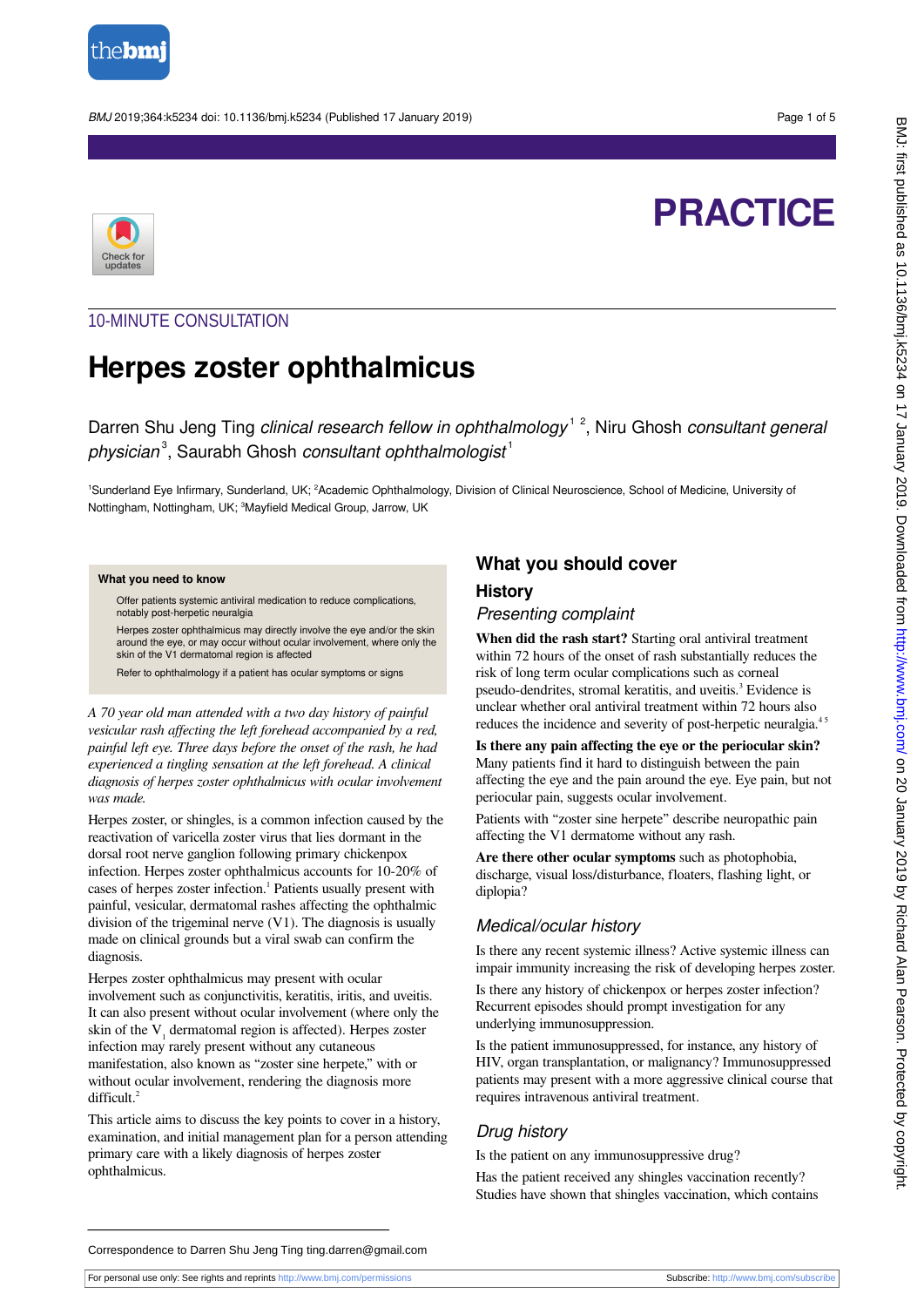# PRACTICE

10-MINUTE CONSULTATION

# Herpes zoster ophthalmicus

Darren Shu Jeng Ting *clinical research fellow in ophthalmology*[1,2], Niru Ghosh *consultant general physician*[3], Saurabh Ghosh *consultant ophthalmologist*[1]

[1]Sunderland Eye Infirmary, Sunderland, UK; [2]Academic Ophthalmology, Division of Clinical Neuroscience, School of Medicine, University of Nottingham, Nottingham, UK; [3]Mayfield Medical Group, Jarrow, UK

**What you need to know**

- Offer patients systemic antiviral medication to reduce complications, notably post-herpetic neuralgia
- Herpes zoster ophthalmicus may directly involve the eye and/or the skin around the eye, or may occur without ocular involvement, where only the skin of the V1 dermatomal region is affected
- Refer to ophthalmology if a patient has ocular symptoms or signs

*A 70 year old man attended with a two day history of painful vesicular rash affecting the left forehead accompanied by a red, painful left eye. Three days before the onset of the rash, he had experienced a tingling sensation at the left forehead. A clinical diagnosis of herpes zoster ophthalmicus with ocular involvement was made.*

Herpes zoster, or shingles, is a common infection caused by the reactivation of varicella zoster virus that lies dormant in the dorsal root nerve ganglion following primary chickenpox infection. Herpes zoster ophthalmicus accounts for 10-20% of cases of herpes zoster infection.[1] Patients usually present with painful, vesicular, dermatomal rashes affecting the ophthalmic division of the trigeminal nerve (V1). The diagnosis is usually made on clinical grounds but a viral swab can confirm the diagnosis.

Herpes zoster ophthalmicus may present with ocular involvement such as conjunctivitis, keratitis, iritis, and uveitis. It can also present without ocular involvement (where only the skin of the $V_1$ dermatomal region is affected). Herpes zoster infection may rarely present without any cutaneous manifestation, also known as "zoster sine herpete," with or without ocular involvement, rendering the diagnosis more difficult.[2]

This article aims to discuss the key points to cover in a history, examination, and initial management plan for a person attending primary care with a likely diagnosis of herpes zoster ophthalmicus.

## What you should cover

### History

#### Presenting complaint

**When did the rash start?** Starting oral antiviral treatment within 72 hours of the onset of rash substantially reduces the risk of long term ocular complications such as corneal pseudo-dendrites, stromal keratitis, and uveitis.[3] Evidence is unclear whether oral antiviral treatment within 72 hours also reduces the incidence and severity of post-herpetic neuralgia.[4,5]

**Is there any pain affecting the eye or the periocular skin?** Many patients find it hard to distinguish between the pain affecting the eye and the pain around the eye. Eye pain, but not periocular pain, suggests ocular involvement.

Patients with "zoster sine herpete" describe neuropathic pain affecting the V1 dermatome without any rash.

**Are there other ocular symptoms** such as photophobia, discharge, visual loss/disturbance, floaters, flashing light, or diplopia?

#### Medical/ocular history

Is there any recent systemic illness? Active systemic illness can impair immunity increasing the risk of developing herpes zoster.

Is there any history of chickenpox or herpes zoster infection? Recurrent episodes should prompt investigation for any underlying immunosuppression.

Is the patient immunosuppressed, for instance, any history of HIV, organ transplantation, or malignancy? Immunosuppressed patients may present with a more aggressive clinical course that requires intravenous antiviral treatment.

#### Drug history

Is the patient on any immunosuppressive drug?

Has the patient received any shingles vaccination recently? Studies have shown that shingles vaccination, which contains

Correspondence to Darren Shu Jeng Ting ting.darren@gmail.com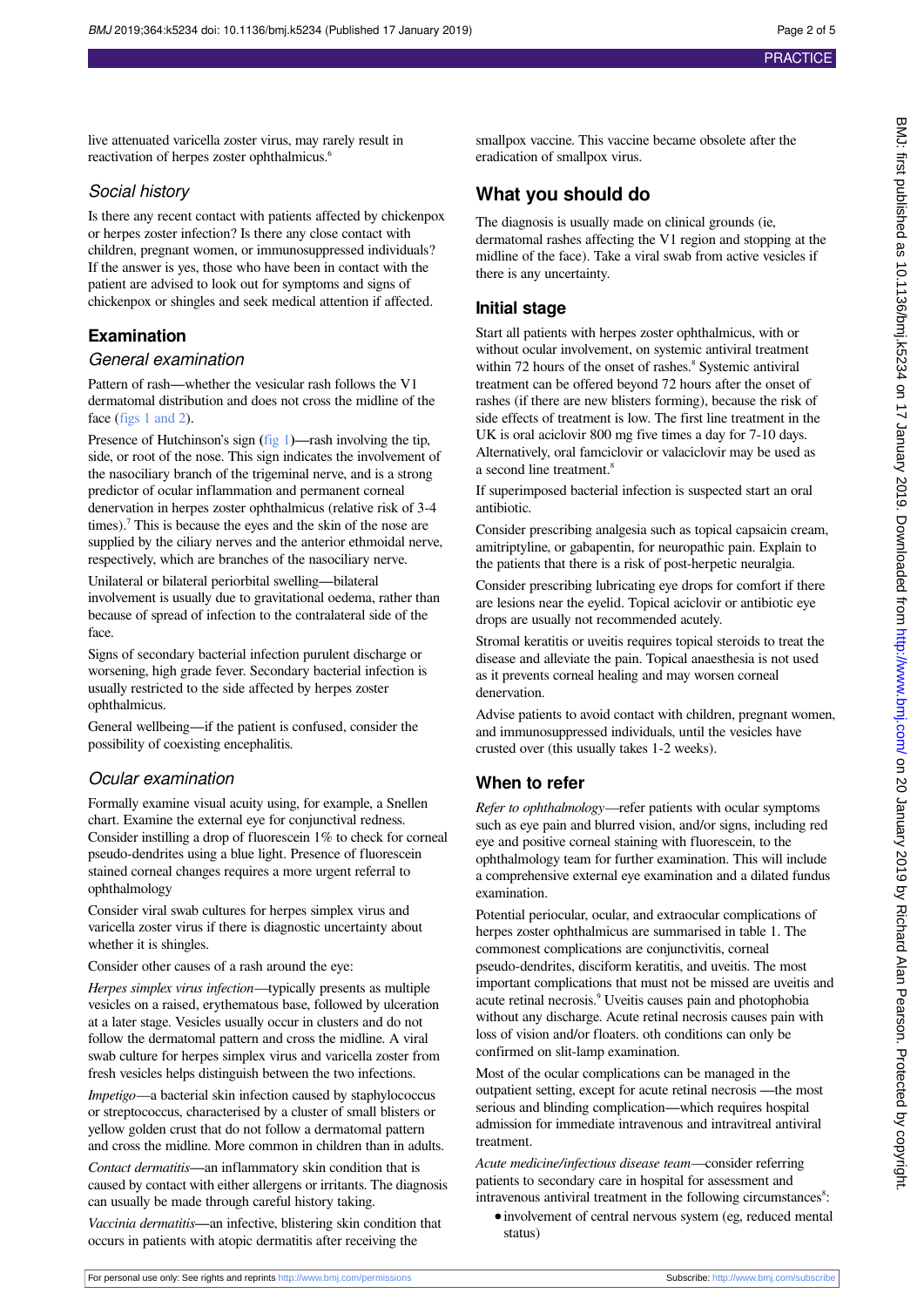live attenuated varicella zoster virus, may rarely result in reactivation of herpes zoster ophthalmicus.[6]

### Social history

Is there any recent contact with patients affected by chickenpox or herpes zoster infection? Is there any close contact with children, pregnant women, or immunosuppressed individuals? If the answer is yes, those who have been in contact with the patient are advised to look out for symptoms and signs of chickenpox or shingles and seek medical attention if affected.

## Examination

### General examination

Pattern of rash—whether the vesicular rash follows the V1 dermatomal distribution and does not cross the midline of the face (figs 1 and 2).

Presence of Hutchinson's sign (fig 1)—rash involving the tip, side, or root of the nose. This sign indicates the involvement of the nasociliary branch of the trigeminal nerve, and is a strong predictor of ocular inflammation and permanent corneal denervation in herpes zoster ophthalmicus (relative risk of 3-4 times).[7] This is because the eyes and the skin of the nose are supplied by the ciliary nerves and the anterior ethmoidal nerve, respectively, which are branches of the nasociliary nerve.

Unilateral or bilateral periorbital swelling—bilateral involvement is usually due to gravitational oedema, rather than because of spread of infection to the contralateral side of the face.

Signs of secondary bacterial infection purulent discharge or worsening, high grade fever. Secondary bacterial infection is usually restricted to the side affected by herpes zoster ophthalmicus.

General wellbeing—if the patient is confused, consider the possibility of coexisting encephalitis.

### Ocular examination

Formally examine visual acuity using, for example, a Snellen chart. Examine the external eye for conjunctival redness. Consider instilling a drop of fluorescein 1% to check for corneal pseudo-dendrites using a blue light. Presence of fluorescein stained corneal changes requires a more urgent referral to ophthalmology

Consider viral swab cultures for herpes simplex virus and varicella zoster virus if there is diagnostic uncertainty about whether it is shingles.

Consider other causes of a rash around the eye:

*Herpes simplex virus infection*—typically presents as multiple vesicles on a raised, erythematous base, followed by ulceration at a later stage. Vesicles usually occur in clusters and do not follow the dermatomal pattern and cross the midline. A viral swab culture for herpes simplex virus and varicella zoster from fresh vesicles helps distinguish between the two infections.

*Impetigo*—a bacterial skin infection caused by staphylococcus or streptococcus, characterised by a cluster of small blisters or yellow golden crust that do not follow a dermatomal pattern and cross the midline. More common in children than in adults.

*Contact dermatitis*—an inflammatory skin condition that is caused by contact with either allergens or irritants. The diagnosis can usually be made through careful history taking.

*Vaccinia dermatitis*—an infective, blistering skin condition that occurs in patients with atopic dermatitis after receiving the smallpox vaccine. This vaccine became obsolete after the eradication of smallpox virus.

## What you should do

The diagnosis is usually made on clinical grounds (ie, dermatomal rashes affecting the V1 region and stopping at the midline of the face). Take a viral swab from active vesicles if there is any uncertainty.

### Initial stage

Start all patients with herpes zoster ophthalmicus, with or without ocular involvement, on systemic antiviral treatment within 72 hours of the onset of rashes.[8] Systemic antiviral treatment can be offered beyond 72 hours after the onset of rashes (if there are new blisters forming), because the risk of side effects of treatment is low. The first line treatment in the UK is oral aciclovir 800 mg five times a day for 7-10 days. Alternatively, oral famciclovir or valaciclovir may be used as a second line treatment.[8]

If superimposed bacterial infection is suspected start an oral antibiotic.

Consider prescribing analgesia such as topical capsaicin cream, amitriptyline, or gabapentin, for neuropathic pain. Explain to the patients that there is a risk of post-herpetic neuralgia.

Consider prescribing lubricating eye drops for comfort if there are lesions near the eyelid. Topical aciclovir or antibiotic eye drops are usually not recommended acutely.

Stromal keratitis or uveitis requires topical steroids to treat the disease and alleviate the pain. Topical anaesthesia is not used as it prevents corneal healing and may worsen corneal denervation.

Advise patients to avoid contact with children, pregnant women, and immunosuppressed individuals, until the vesicles have crusted over (this usually takes 1-2 weeks).

### When to refer

*Refer to ophthalmology*—refer patients with ocular symptoms such as eye pain and blurred vision, and/or signs, including red eye and positive corneal staining with fluorescein, to the ophthalmology team for further examination. This will include a comprehensive external eye examination and a dilated fundus examination.

Potential periocular, ocular, and extraocular complications of herpes zoster ophthalmicus are summarised in table 1. The commonest complications are conjunctivitis, corneal pseudo-dendrites, disciform keratitis, and uveitis. The most important complications that must not be missed are uveitis and acute retinal necrosis.[9] Uveitis causes pain and photophobia without any discharge. Acute retinal necrosis causes pain with loss of vision and/or floaters. oth conditions can only be confirmed on slit-lamp examination.

Most of the ocular complications can be managed in the outpatient setting, except for acute retinal necrosis —the most serious and blinding complication—which requires hospital admission for immediate intravenous and intravitreal antiviral treatment.

*Acute medicine/infectious disease team*—consider referring patients to secondary care in hospital for assessment and intravenous antiviral treatment in the following circumstances[8]:

- involvement of central nervous system (eg, reduced mental status)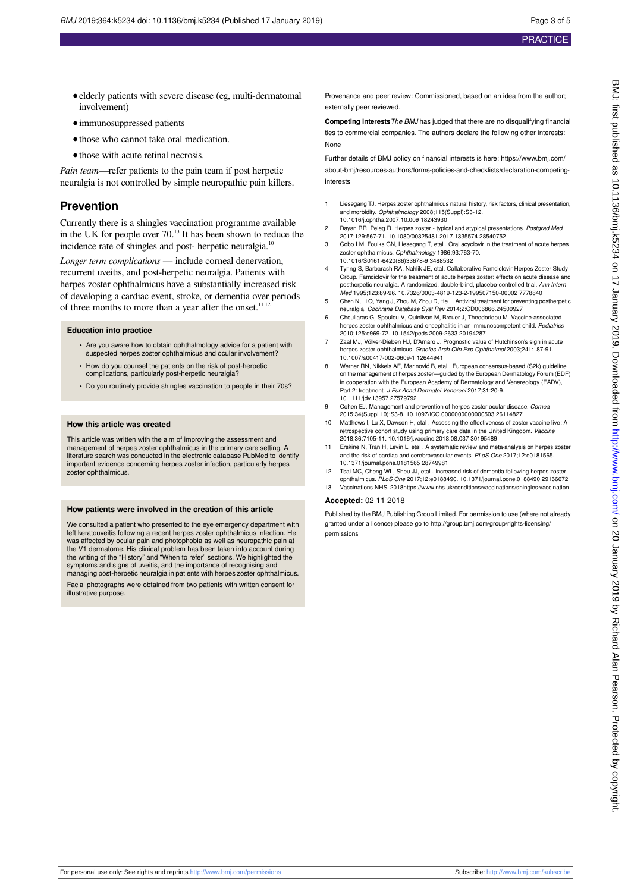- elderly patients with severe disease (eg, multi-dermatomal involvement)
- immunosuppressed patients
- those who cannot take oral medication.
- those with acute retinal necrosis.

*Pain team*—refer patients to the pain team if post herpetic neuralgia is not controlled by simple neuropathic pain killers.

## Prevention

Currently there is a shingles vaccination programme available in the UK for people over 70.[13] It has been shown to reduce the incidence rate of shingles and post- herpetic neuralgia.[10]

*Longer term complications* — include corneal denervation, recurrent uveitis, and post-herpetic neuralgia. Patients with herpes zoster ophthalmicus have a substantially increased risk of developing a cardiac event, stroke, or dementia over periods of three months to more than a year after the onset.[11 12]

### Education into practice

- Are you aware how to obtain ophthalmology advice for a patient with suspected herpes zoster ophthalmicus and ocular involvement?
- How do you counsel the patients on the risk of post-herpetic complications, particularly post-herpetic neuralgia?
- Do you routinely provide shingles vaccination to people in their 70s?

### How this article was created

This article was written with the aim of improving the assessment and management of herpes zoster ophthalmicus in the primary care setting. A literature search was conducted in the electronic database PubMed to identify important evidence concerning herpes zoster infection, particularly herpes zoster ophthalmicus.

### How patients were involved in the creation of this article

We consulted a patient who presented to the eye emergency department with left keratouveitis following a recent herpes zoster ophthalmicus infection. He was affected by ocular pain and photophobia as well as neuropathic pain at the V1 dermatome. His clinical problem has been taken into account during the writing of the "History" and "When to refer" sections. We highlighted the symptoms and signs of uveitis, and the importance of recognising and managing post-herpetic neuralgia in patients with herpes zoster ophthalmicus.

Facial photographs were obtained from two patients with written consent for illustrative purpose.

Provenance and peer review: Commissioned, based on an idea from the author; externally peer reviewed.

**Competing interests** *The BMJ* has judged that there are no disqualifying financial ties to commercial companies. The authors declare the following other interests: None

Further details of BMJ policy on financial interests is here: https://www.bmj.com/about-bmj/resources-authors/forms-policies-and-checklists/declaration-competing-interests

1. Liesegang TJ. Herpes zoster ophthalmicus natural history, risk factors, clinical presentation, and morbidity. *Ophthalmology* 2008;115(Suppl):S3-12. 10.1016/j.ophtha.2007.10.009 18243930
2. Dayan RR, Peleg R. Herpes zoster - typical and atypical presentations. *Postgrad Med* 2017;129:567-71. 10.1080/00325481.2017.1335574 28540752
3. Cobo LM, Foulks GN, Liesegang T, etal . Oral acyclovir in the treatment of acute herpes zoster ophthalmicus. *Ophthalmology* 1986;93:763-70. 10.1016/S0161-6420(86)33678-9 3488532
4. Tyring S, Barbarash RA, Nahlik JE, etal. Collaborative Famciclovir Herpes Zoster Study Group. Famciclovir for the treatment of acute herpes zoster: effects on acute disease and postherpetic neuralgia. A randomized, double-blind, placebo-controlled trial. *Ann Intern Med* 1995;123:89-96. 10.7326/0003-4819-123-2-199507150-00002 7778840
5. Chen N, Li Q, Yang J, Zhou M, Zhou D, He L. Antiviral treatment for preventing postherpetic neuralgia. *Cochrane Database Syst Rev* 2014;2:CD006866.24500927
6. Chouliaras G, Spoulou V, Quinlivan M, Breuer J, Theodoridou M. Vaccine-associated herpes zoster ophthalmicus and encephalitis in an immunocompetent child. *Pediatrics* 2010;125:e969-72. 10.1542/peds.2009-2633 20194287
7. Zaal MJ, Völker-Dieben HJ, D'Amaro J. Prognostic value of Hutchinson's sign in acute herpes zoster ophthalmicus. *Graefes Arch Clin Exp Ophthalmol* 2003;241:187-91. 10.1007/s00417-002-0609-1 12644941
8. Werner RN, Nikkels AF, Marinović B, etal . European consensus-based (S2k) guideline on the management of herpes zoster—guided by the European Dermatology Forum (EDF) in cooperation with the European Academy of Dermatology and Venereology (EADV), Part 2: treatment. *J Eur Acad Dermatol Venereol* 2017;31:20-9. 10.1111/jdv.13957 27579792
9. Cohen EJ. Management and prevention of herpes zoster ocular disease. *Cornea* 2015;34(Suppl 10):S3-8. 10.1097/ICO.0000000000000503 26114827
10. Matthews I, Lu X, Dawson H, etal . Assessing the effectiveness of zoster vaccine live: A retrospective cohort study using primary care data in the United Kingdom. *Vaccine* 2018;36:7105-11. 10.1016/j.vaccine.2018.08.037 30195489
11. Erskine N, Tran H, Levin L, etal . A systematic review and meta-analysis on herpes zoster and the risk of cardiac and cerebrovascular events. *PLoS One* 2017;12:e0181565. 10.1371/journal.pone.0181565 28749981
12. Tsai MC, Cheng WL, Sheu JJ, etal . Increased risk of dementia following herpes zoster ophthalmicus. *PLoS One* 2017;12:e0188490. 10.1371/journal.pone.0188490 29166672
13. Vaccinations NHS. 2018https://www.nhs.uk/conditions/vaccinations/shingles-vaccination

**Accepted:** 02 11 2018

Published by the BMJ Publishing Group Limited. For permission to use (where not already granted under a licence) please go to http://group.bmj.com/group/rights-licensing/permissions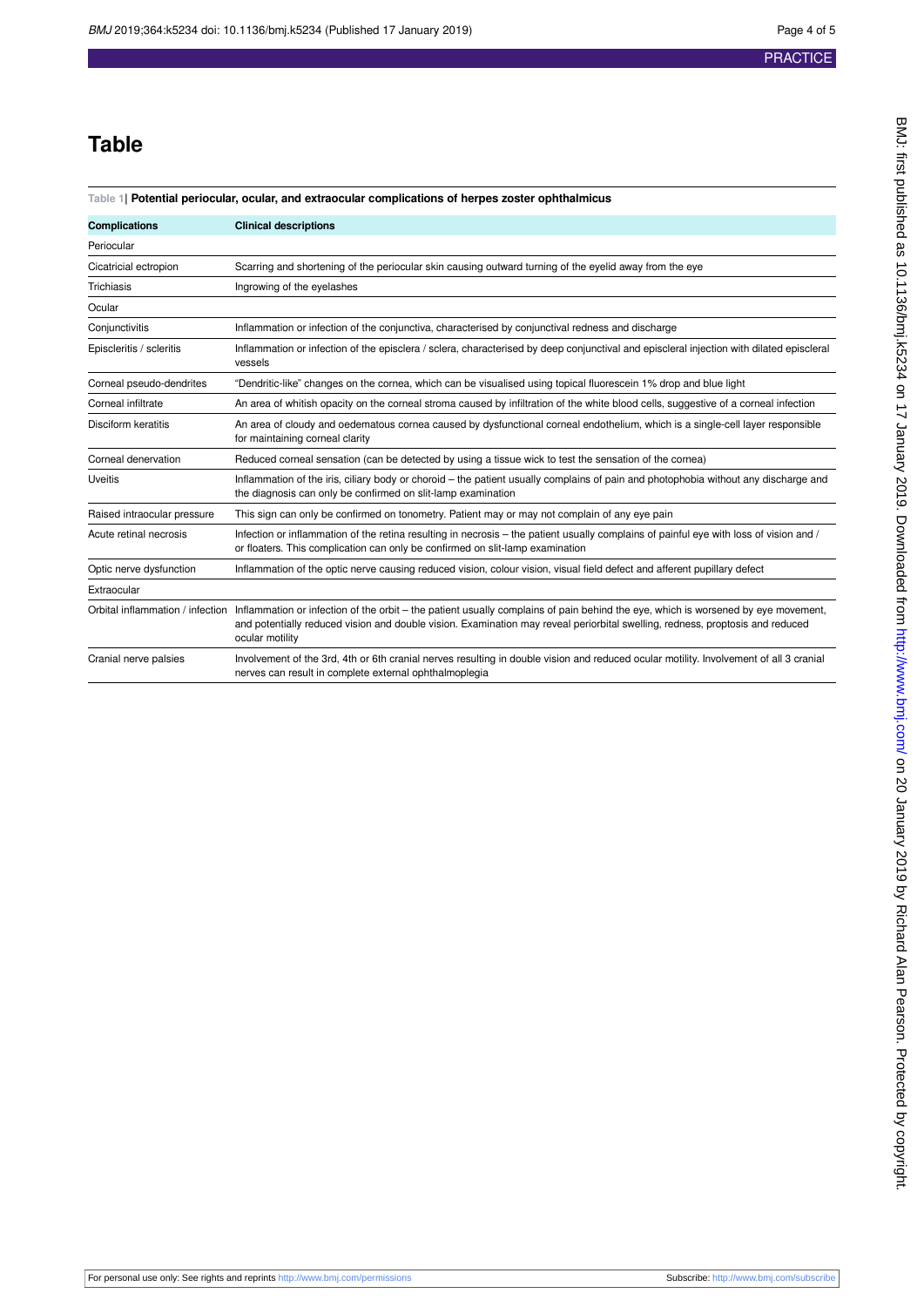# Table

**Table 1| Potential periocular, ocular, and extraocular complications of herpes zoster ophthalmicus**

| Complications | Clinical descriptions |
|---|---|
| Periocular | |
| Cicatricial ectropion | Scarring and shortening of the periocular skin causing outward turning of the eyelid away from the eye |
| Trichiasis | Ingrowing of the eyelashes |
| Ocular | |
| Conjunctivitis | Inflammation or infection of the conjunctiva, characterised by conjunctival redness and discharge |
| Episcleritis / scleritis | Inflammation or infection of the episclera / sclera, characterised by deep conjunctival and episcleral injection with dilated episcleral vessels |
| Corneal pseudo-dendrites | "Dendritic-like" changes on the cornea, which can be visualised using topical fluorescein 1% drop and blue light |
| Corneal infiltrate | An area of whitish opacity on the corneal stroma caused by infiltration of the white blood cells, suggestive of a corneal infection |
| Disciform keratitis | An area of cloudy and oedematous cornea caused by dysfunctional corneal endothelium, which is a single-cell layer responsible for maintaining corneal clarity |
| Corneal denervation | Reduced corneal sensation (can be detected by using a tissue wick to test the sensation of the cornea) |
| Uveitis | Inflammation of the iris, ciliary body or choroid – the patient usually complains of pain and photophobia without any discharge and the diagnosis can only be confirmed on slit-lamp examination |
| Raised intraocular pressure | This sign can only be confirmed on tonometry. Patient may or may not complain of any eye pain |
| Acute retinal necrosis | Infection or inflammation of the retina resulting in necrosis – the patient usually complains of painful eye with loss of vision and / or floaters. This complication can only be confirmed on slit-lamp examination |
| Optic nerve dysfunction | Inflammation of the optic nerve causing reduced vision, colour vision, visual field defect and afferent pupillary defect |
| Extraocular | |
| Orbital inflammation / infection | Inflammation or infection of the orbit – the patient usually complains of pain behind the eye, which is worsened by eye movement, and potentially reduced vision and double vision. Examination may reveal periorbital swelling, redness, proptosis and reduced ocular motility |
| Cranial nerve palsies | Involvement of the 3rd, 4th or 6th cranial nerves resulting in double vision and reduced ocular motility. Involvement of all 3 cranial nerves can result in complete external ophthalmoplegia |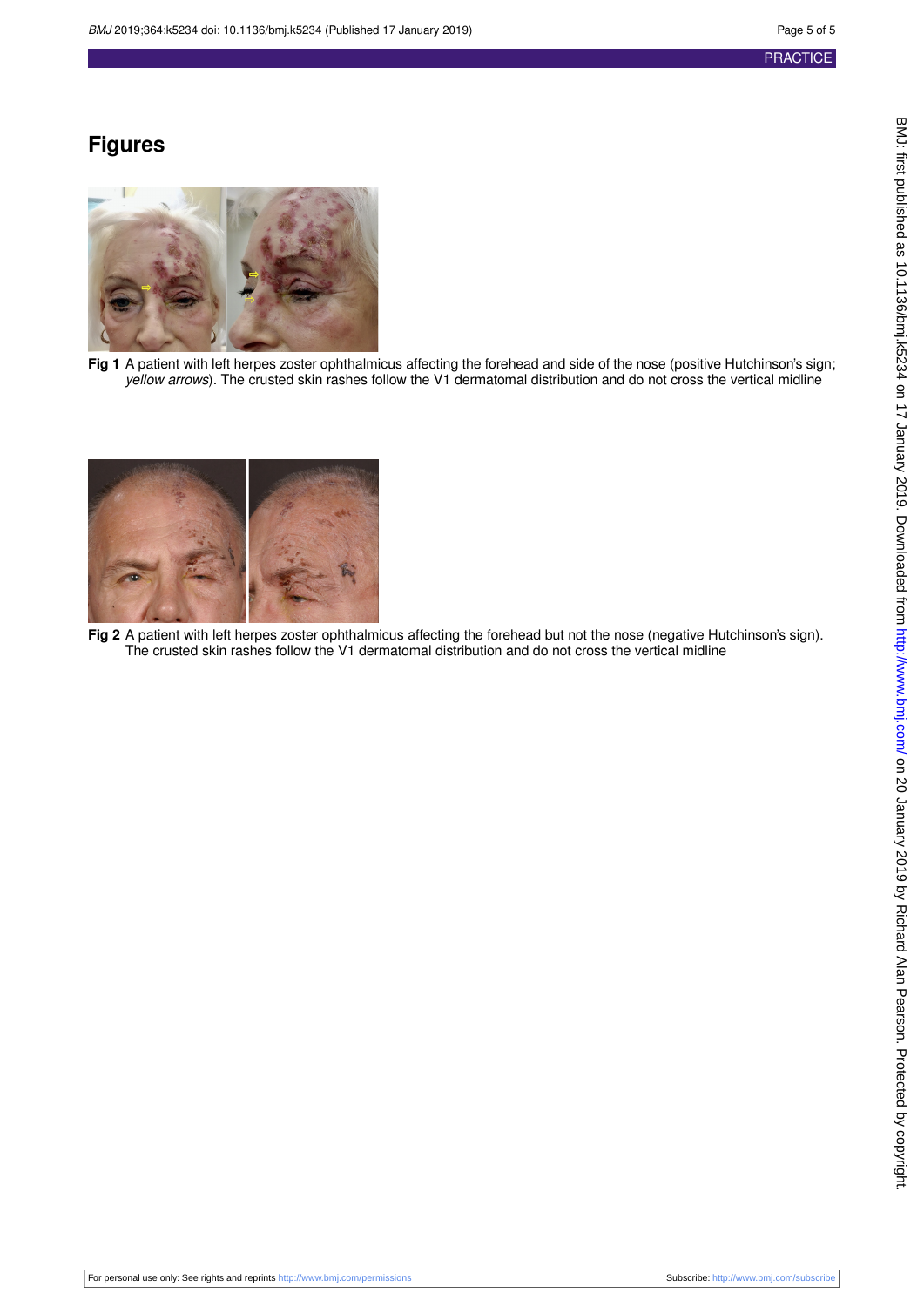# Figures

**Fig 1** A patient with left herpes zoster ophthalmicus affecting the forehead and side of the nose (positive Hutchinson's sign; *yellow arrows*). The crusted skin rashes follow the V1 dermatomal distribution and do not cross the vertical midline

**Fig 2** A patient with left herpes zoster ophthalmicus affecting the forehead but not the nose (negative Hutchinson's sign). The crusted skin rashes follow the V1 dermatomal distribution and do not cross the vertical midline